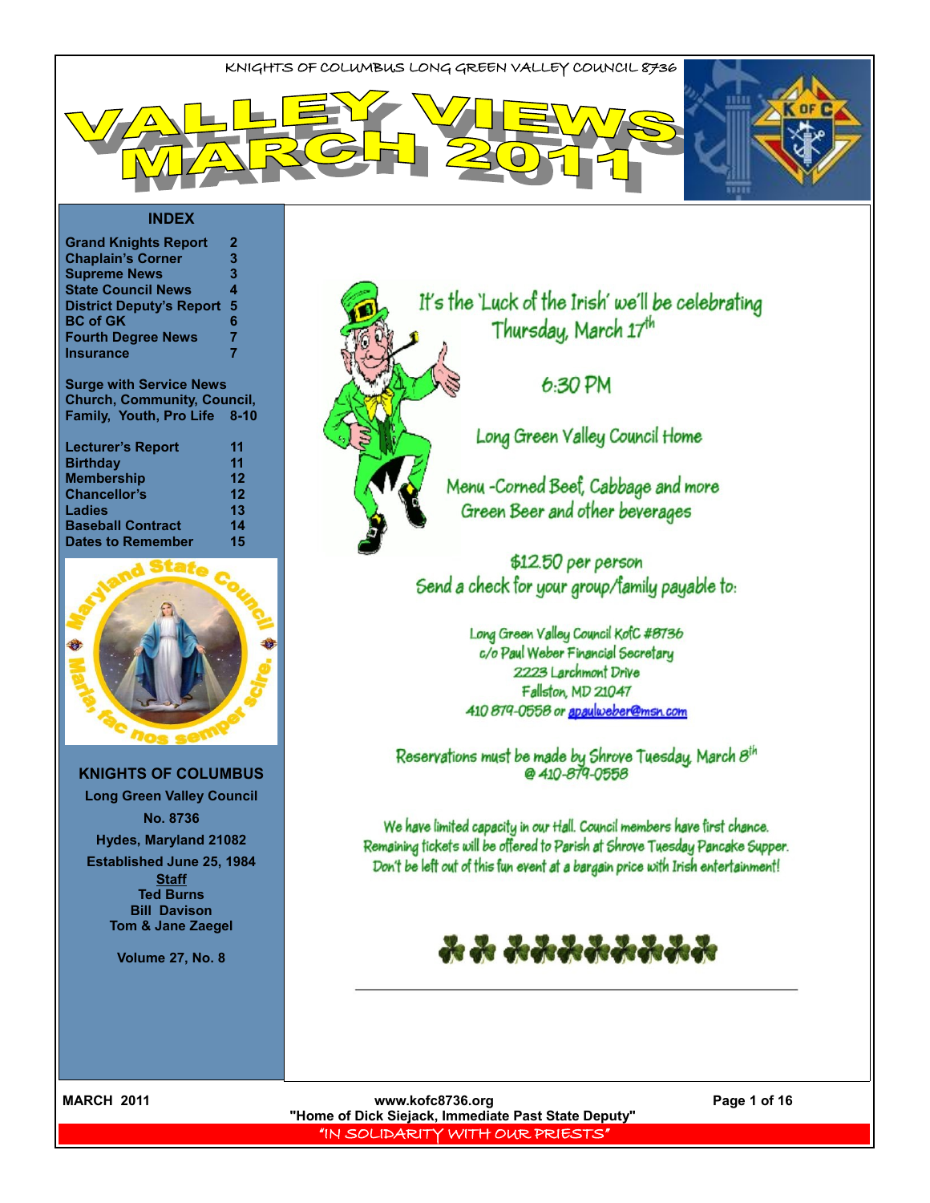KNIGHTS OF COLUMBUS LONG GREEN VALLEY COUNCIL 8736

# VALLEY VIEWS MARCH 2011

## INDEX

| | |
|---|---|
| Grand Knights Report | 2 |
| Chaplain's Corner | 3 |
| Supreme News | 3 |
| State Council News | 4 |
| District Deputy's Report | 5 |
| BC of GK | 6 |
| Fourth Degree News | 7 |
| Insurance | 7 |
| Surge with Service News Church, Community, Council, Family, Youth, Pro Life | 8-10 |
| Lecturer's Report | 11 |
| Birthday | 11 |
| Membership | 12 |
| Chancellor's | 12 |
| Ladies | 13 |
| Baseball Contract | 14 |
| Dates to Remember | 15 |

Maryland State Council

Maria, fac nos semper scire.

**KNIGHTS OF COLUMBUS**

**Long Green Valley Council**

**No. 8736**

**Hydes, Maryland 21082**

**Established June 25, 1984**

**Staff**

**Ted Burns**

**Bill Davison**

**Tom & Jane Zaegel**

**Volume 27, No. 8**

It's the 'Luck of the Irish' we'll be celebrating Thursday, March 17th

6:30 PM

Long Green Valley Council Home

Menu - Corned Beef, Cabbage and more
Green Beer and other beverages

$12.50 per person
Send a check for your group/family payable to:

Long Green Valley Council KofC #8736
c/o Paul Weber Financial Secretary
2223 Larchmont Drive
Fallston, MD 21047
410 879-0558 or apaulweber@msn.com

Reservations must be made by Shrove Tuesday, March 8th @ 410-879-0558

We have limited capacity in our Hall. Council members have first chance. Remaining tickets will be offered to Parish at Shrove Tuesday Pancake Supper. Don't be left out of this fun event at a bargain price with Irish entertainment!

www.kofc8736.org

"Home of Dick Siejack, Immediate Past State Deputy"

"IN SOLIDARITY WITH OUR PRIESTS"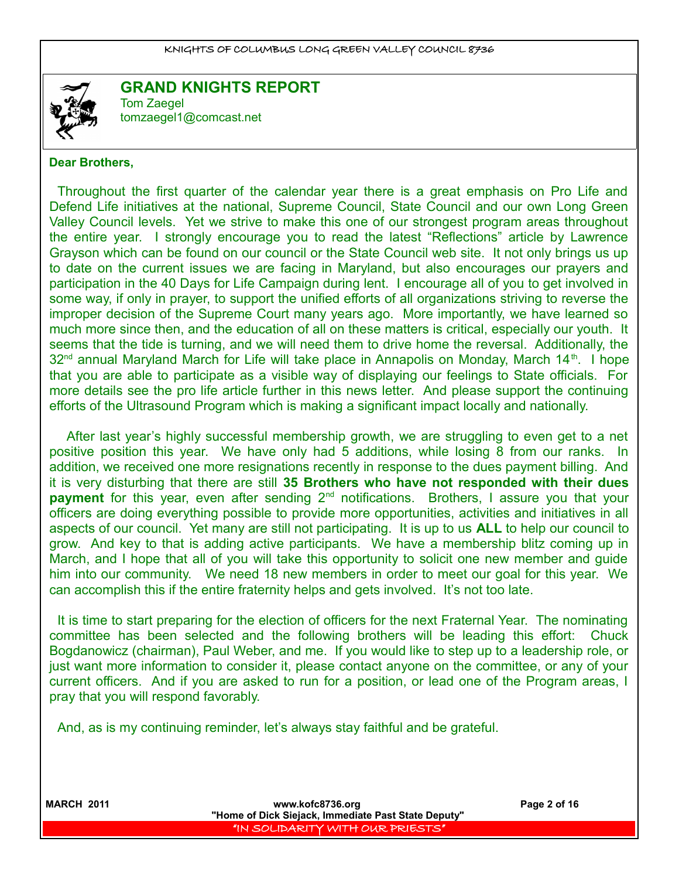## GRAND KNIGHTS REPORT

Tom Zaegel
tomzaegel1@comcast.net

**Dear Brothers,**

Throughout the first quarter of the calendar year there is a great emphasis on Pro Life and Defend Life initiatives at the national, Supreme Council, State Council and our own Long Green Valley Council levels. Yet we strive to make this one of our strongest program areas throughout the entire year. I strongly encourage you to read the latest "Reflections" article by Lawrence Grayson which can be found on our council or the State Council web site. It not only brings us up to date on the current issues we are facing in Maryland, but also encourages our prayers and participation in the 40 Days for Life Campaign during lent. I encourage all of you to get involved in some way, if only in prayer, to support the unified efforts of all organizations striving to reverse the improper decision of the Supreme Court many years ago. More importantly, we have learned so much more since then, and the education of all on these matters is critical, especially our youth. It seems that the tide is turning, and we will need them to drive home the reversal. Additionally, the 32nd annual Maryland March for Life will take place in Annapolis on Monday, March 14th. I hope that you are able to participate as a visible way of displaying our feelings to State officials. For more details see the pro life article further in this news letter. And please support the continuing efforts of the Ultrasound Program which is making a significant impact locally and nationally.

After last year's highly successful membership growth, we are struggling to even get to a net positive position this year. We have only had 5 additions, while losing 8 from our ranks. In addition, we received one more resignations recently in response to the dues payment billing. And it is very disturbing that there are still **35 Brothers who have not responded with their dues payment** for this year, even after sending 2nd notifications. Brothers, I assure you that your officers are doing everything possible to provide more opportunities, activities and initiatives in all aspects of our council. Yet many are still not participating. It is up to us **ALL** to help our council to grow. And key to that is adding active participants. We have a membership blitz coming up in March, and I hope that all of you will take this opportunity to solicit one new member and guide him into our community. We need 18 new members in order to meet our goal for this year. We can accomplish this if the entire fraternity helps and gets involved. It's not too late.

It is time to start preparing for the election of officers for the next Fraternal Year. The nominating committee has been selected and the following brothers will be leading this effort: Chuck Bogdanowicz (chairman), Paul Weber, and me. If you would like to step up to a leadership role, or just want more information to consider it, please contact anyone on the committee, or any of your current officers. And if you are asked to run for a position, or lead one of the Program areas, I pray that you will respond favorably.

And, as is my continuing reminder, let's always stay faithful and be grateful.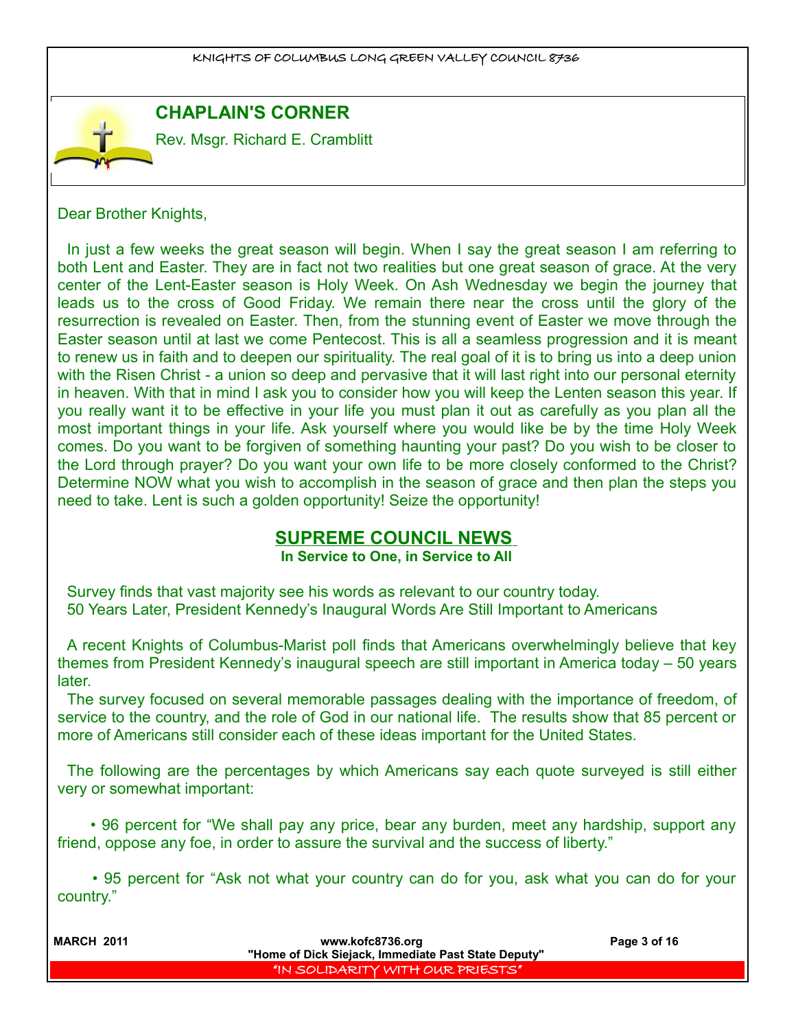## CHAPLAIN'S CORNER

Rev. Msgr. Richard E. Cramblitt

Dear Brother Knights,

In just a few weeks the great season will begin. When I say the great season I am referring to both Lent and Easter. They are in fact not two realities but one great season of grace. At the very center of the Lent-Easter season is Holy Week. On Ash Wednesday we begin the journey that leads us to the cross of Good Friday. We remain there near the cross until the glory of the resurrection is revealed on Easter. Then, from the stunning event of Easter we move through the Easter season until at last we come Pentecost. This is all a seamless progression and it is meant to renew us in faith and to deepen our spirituality. The real goal of it is to bring us into a deep union with the Risen Christ - a union so deep and pervasive that it will last right into our personal eternity in heaven. With that in mind I ask you to consider how you will keep the Lenten season this year. If you really want it to be effective in your life you must plan it out as carefully as you plan all the most important things in your life. Ask yourself where you would like be by the time Holy Week comes. Do you want to be forgiven of something haunting your past? Do you wish to be closer to the Lord through prayer? Do you want your own life to be more closely conformed to the Christ? Determine NOW what you wish to accomplish in the season of grace and then plan the steps you need to take. Lent is such a golden opportunity! Seize the opportunity!

## SUPREME COUNCIL NEWS

**In Service to One, in Service to All**

Survey finds that vast majority see his words as relevant to our country today.
50 Years Later, President Kennedy's Inaugural Words Are Still Important to Americans

A recent Knights of Columbus-Marist poll finds that Americans overwhelmingly believe that key themes from President Kennedy's inaugural speech are still important in America today – 50 years later.

The survey focused on several memorable passages dealing with the importance of freedom, of service to the country, and the role of God in our national life. The results show that 85 percent or more of Americans still consider each of these ideas important for the United States.

The following are the percentages by which Americans say each quote surveyed is still either very or somewhat important:

- 96 percent for "We shall pay any price, bear any burden, meet any hardship, support any friend, oppose any foe, in order to assure the survival and the success of liberty."
- 95 percent for "Ask not what your country can do for you, ask what you can do for your country."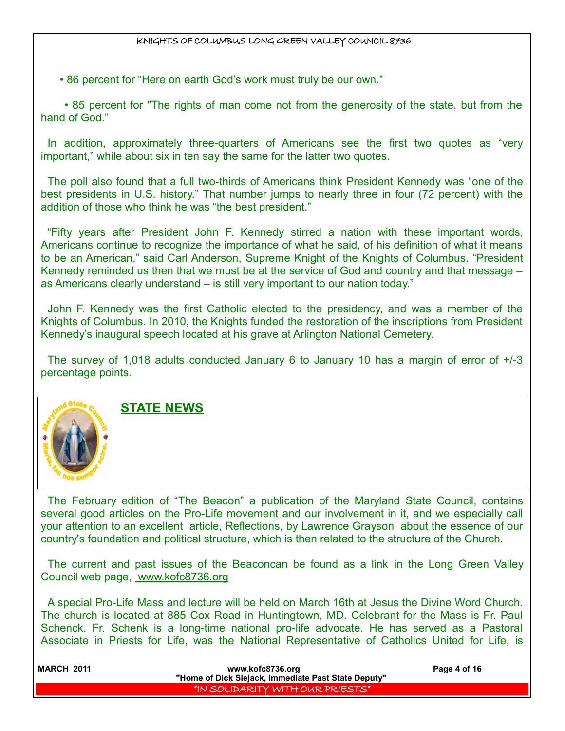• 86 percent for “Here on earth God’s work must truly be our own.”

• 85 percent for "The rights of man come not from the generosity of the state, but from the hand of God.”

In addition, approximately three-quarters of Americans see the first two quotes as “very important,” while about six in ten say the same for the latter two quotes.

The poll also found that a full two-thirds of Americans think President Kennedy was “one of the best presidents in U.S. history.” That number jumps to nearly three in four (72 percent) with the addition of those who think he was “the best president.”

“Fifty years after President John F. Kennedy stirred a nation with these important words, Americans continue to recognize the importance of what he said, of his definition of what it means to be an American,” said Carl Anderson, Supreme Knight of the Knights of Columbus. “President Kennedy reminded us then that we must be at the service of God and country and that message – as Americans clearly understand – is still very important to our nation today.”

John F. Kennedy was the first Catholic elected to the presidency, and was a member of the Knights of Columbus. In 2010, the Knights funded the restoration of the inscriptions from President Kennedy’s inaugural speech located at his grave at Arlington National Cemetery.

The survey of 1,018 adults conducted January 6 to January 10 has a margin of error of +/-3 percentage points.

## STATE NEWS

The February edition of “The Beacon” a publication of the Maryland State Council, contains several good articles on the Pro-Life movement and our involvement in it, and we especially call your attention to an excellent article, Reflections, by Lawrence Grayson about the essence of our country's foundation and political structure, which is then related to the structure of the Church.

The current and past issues of the Beaconcan be found as a link in the Long Green Valley Council web page, www.kofc8736.org

A special Pro-Life Mass and lecture will be held on March 16th at Jesus the Divine Word Church. The church is located at 885 Cox Road in Huntingtown, MD. Celebrant for the Mass is Fr. Paul Schenck. Fr. Schenk is a long-time national pro-life advocate. He has served as a Pastoral Associate in Priests for Life, was the National Representative of Catholics United for Life, is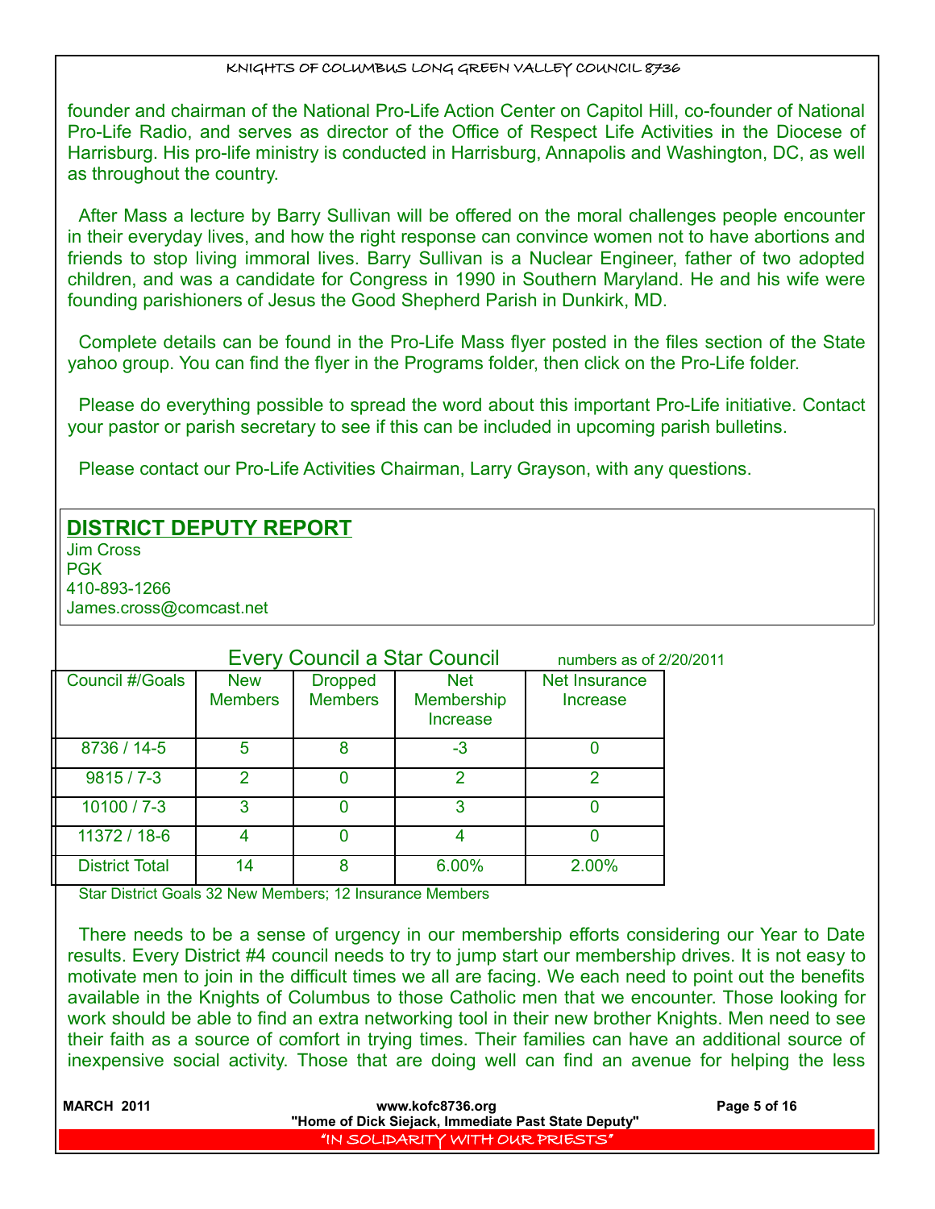founder and chairman of the National Pro-Life Action Center on Capitol Hill, co-founder of National Pro-Life Radio, and serves as director of the Office of Respect Life Activities in the Diocese of Harrisburg. His pro-life ministry is conducted in Harrisburg, Annapolis and Washington, DC, as well as throughout the country.

After Mass a lecture by Barry Sullivan will be offered on the moral challenges people encounter in their everyday lives, and how the right response can convince women not to have abortions and friends to stop living immoral lives. Barry Sullivan is a Nuclear Engineer, father of two adopted children, and was a candidate for Congress in 1990 in Southern Maryland. He and his wife were founding parishioners of Jesus the Good Shepherd Parish in Dunkirk, MD.

Complete details can be found in the Pro-Life Mass flyer posted in the files section of the State yahoo group. You can find the flyer in the Programs folder, then click on the Pro-Life folder.

Please do everything possible to spread the word about this important Pro-Life initiative. Contact your pastor or parish secretary to see if this can be included in upcoming parish bulletins.

Please contact our Pro-Life Activities Chairman, Larry Grayson, with any questions.

## DISTRICT DEPUTY REPORT

Jim Cross
PGK
410-893-1266
James.cross@comcast.net

### Every Council a Star Council

numbers as of 2/20/2011

| Council #/Goals | New Members | Dropped Members | Net Membership Increase | Net Insurance Increase |
|---|---|---|---|---|
| 8736 / 14-5 | 5 | 8 | -3 | 0 |
| 9815 / 7-3 | 2 | 0 | 2 | 2 |
| 10100 / 7-3 | 3 | 0 | 3 | 0 |
| 11372 / 18-6 | 4 | 0 | 4 | 0 |
| District Total | 14 | 8 | 6.00% | 2.00% |

Star District Goals 32 New Members; 12 Insurance Members

There needs to be a sense of urgency in our membership efforts considering our Year to Date results. Every District #4 council needs to try to jump start our membership drives. It is not easy to motivate men to join in the difficult times we all are facing. We each need to point out the benefits available in the Knights of Columbus to those Catholic men that we encounter. Those looking for work should be able to find an extra networking tool in their new brother Knights. Men need to see their faith as a source of comfort in trying times. Their families can have an additional source of inexpensive social activity. Those that are doing well can find an avenue for helping the less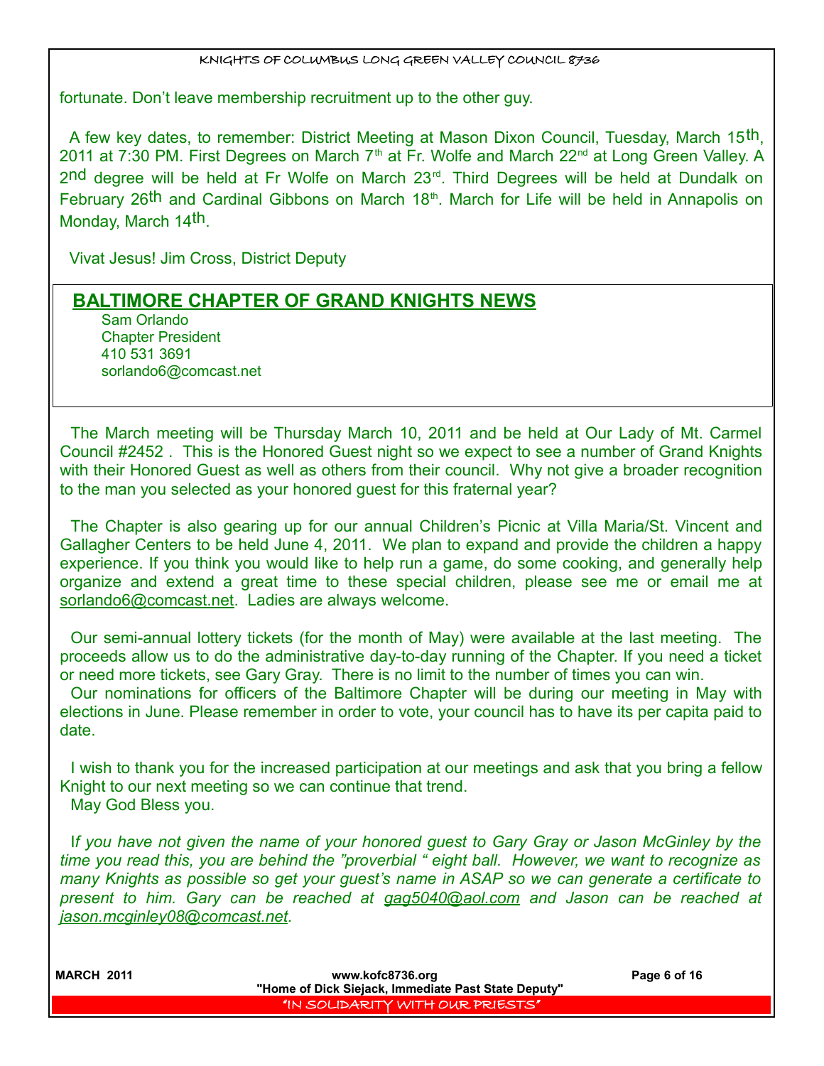fortunate. Don't leave membership recruitment up to the other guy.

A few key dates, to remember: District Meeting at Mason Dixon Council, Tuesday, March 15th, 2011 at 7:30 PM. First Degrees on March 7th at Fr. Wolfe and March 22nd at Long Green Valley. A 2nd degree will be held at Fr Wolfe on March 23rd. Third Degrees will be held at Dundalk on February 26th and Cardinal Gibbons on March 18th. March for Life will be held in Annapolis on Monday, March 14th.

Vivat Jesus! Jim Cross, District Deputy

## BALTIMORE CHAPTER OF GRAND KNIGHTS NEWS

Sam Orlando
Chapter President
410 531 3691
sorlando6@comcast.net

The March meeting will be Thursday March 10, 2011 and be held at Our Lady of Mt. Carmel Council #2452 . This is the Honored Guest night so we expect to see a number of Grand Knights with their Honored Guest as well as others from their council. Why not give a broader recognition to the man you selected as your honored guest for this fraternal year?

The Chapter is also gearing up for our annual Children's Picnic at Villa Maria/St. Vincent and Gallagher Centers to be held June 4, 2011. We plan to expand and provide the children a happy experience. If you think you would like to help run a game, do some cooking, and generally help organize and extend a great time to these special children, please see me or email me at sorlando6@comcast.net. Ladies are always welcome.

Our semi-annual lottery tickets (for the month of May) were available at the last meeting. The proceeds allow us to do the administrative day-to-day running of the Chapter. If you need a ticket or need more tickets, see Gary Gray. There is no limit to the number of times you can win.

Our nominations for officers of the Baltimore Chapter will be during our meeting in May with elections in June. Please remember in order to vote, your council has to have its per capita paid to date.

I wish to thank you for the increased participation at our meetings and ask that you bring a fellow Knight to our next meeting so we can continue that trend.

May God Bless you.

I*f you have not given the name of your honored guest to Gary Gray or Jason McGinley by the time you read this, you are behind the "proverbial " eight ball. However, we want to recognize as many Knights as possible so get your guest's name in ASAP so we can generate a certificate to present to him. Gary can be reached at gag5040@aol.com and Jason can be reached at jason.mcginley08@comcast.net.*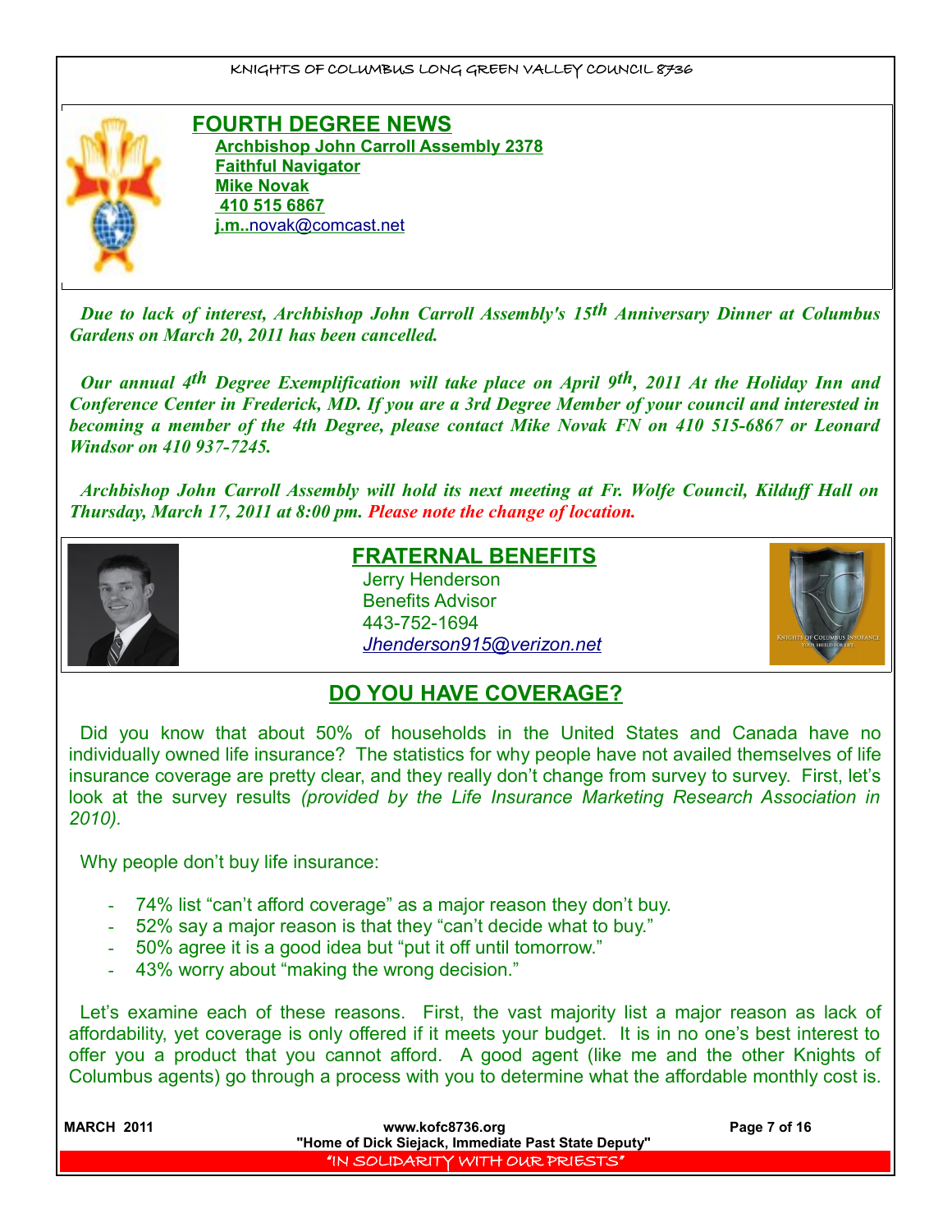## FOURTH DEGREE NEWS

**Archbishop John Carroll Assembly 2378**
**Faithful Navigator**
**Mike Novak**
**410 515 6867**
**j.m..**novak@comcast.net

***Due to lack of interest, Archbishop John Carroll Assembly's 15th Anniversary Dinner at Columbus Gardens on March 20, 2011 has been cancelled.***

***Our annual 4th Degree Exemplification will take place on April 9th, 2011 At the Holiday Inn and Conference Center in Frederick, MD. If you are a 3rd Degree Member of your council and interested in becoming a member of the 4th Degree, please contact Mike Novak FN on 410 515-6867 or Leonard Windsor on 410 937-7245.***

***Archbishop John Carroll Assembly will hold its next meeting at Fr. Wolfe Council, Kilduff Hall on Thursday, March 17, 2011 at 8:00 pm. Please note the change of location.***

## FRATERNAL BENEFITS

Jerry Henderson
Benefits Advisor
443-752-1694
*Jhenderson915@verizon.net*

## DO YOU HAVE COVERAGE?

Did you know that about 50% of households in the United States and Canada have no individually owned life insurance? The statistics for why people have not availed themselves of life insurance coverage are pretty clear, and they really don't change from survey to survey. First, let's look at the survey results *(provided by the Life Insurance Marketing Research Association in 2010).*

Why people don't buy life insurance:

- 74% list "can't afford coverage" as a major reason they don't buy.
- 52% say a major reason is that they "can't decide what to buy."
- 50% agree it is a good idea but "put it off until tomorrow."
- 43% worry about "making the wrong decision."

Let's examine each of these reasons. First, the vast majority list a major reason as lack of affordability, yet coverage is only offered if it meets your budget. It is in no one's best interest to offer you a product that you cannot afford. A good agent (like me and the other Knights of Columbus agents) go through a process with you to determine what the affordable monthly cost is.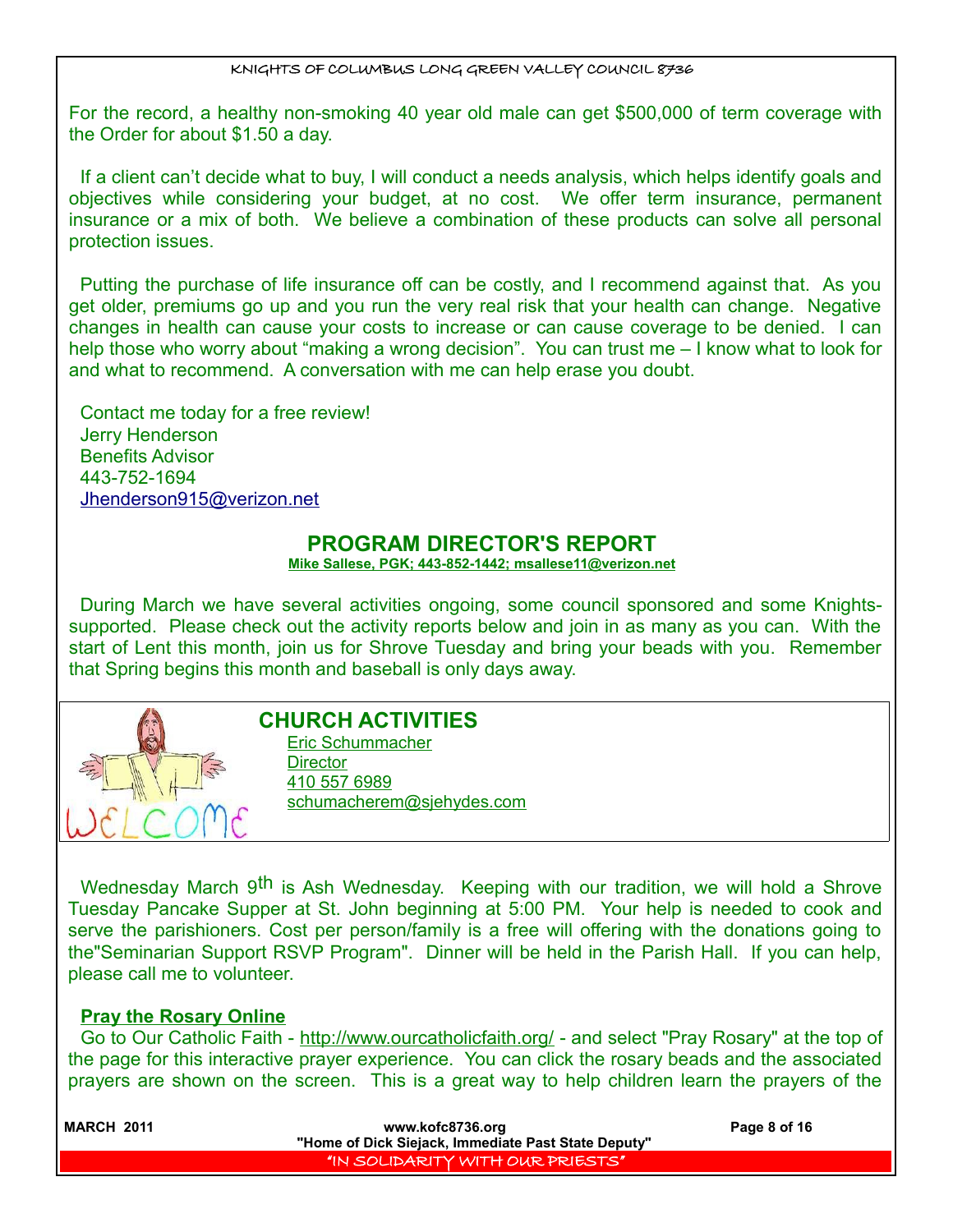For the record, a healthy non-smoking 40 year old male can get $500,000 of term coverage with the Order for about $1.50 a day.

If a client can't decide what to buy, I will conduct a needs analysis, which helps identify goals and objectives while considering your budget, at no cost. We offer term insurance, permanent insurance or a mix of both. We believe a combination of these products can solve all personal protection issues.

Putting the purchase of life insurance off can be costly, and I recommend against that. As you get older, premiums go up and you run the very real risk that your health can change. Negative changes in health can cause your costs to increase or can cause coverage to be denied. I can help those who worry about "making a wrong decision". You can trust me – I know what to look for and what to recommend. A conversation with me can help erase you doubt.

Contact me today for a free review!
Jerry Henderson
Benefits Advisor
443-752-1694
Jhenderson915@verizon.net

## PROGRAM DIRECTOR'S REPORT

**Mike Sallese, PGK; 443-852-1442; msallese11@verizon.net**

During March we have several activities ongoing, some council sponsored and some Knights-supported. Please check out the activity reports below and join in as many as you can. With the start of Lent this month, join us for Shrove Tuesday and bring your beads with you. Remember that Spring begins this month and baseball is only days away.

## CHURCH ACTIVITIES

Eric Schummacher
Director
410 557 6989
schumacherem@sjehydes.com

Wednesday March 9th is Ash Wednesday. Keeping with our tradition, we will hold a Shrove Tuesday Pancake Supper at St. John beginning at 5:00 PM. Your help is needed to cook and serve the parishioners. Cost per person/family is a free will offering with the donations going to the"Seminarian Support RSVP Program". Dinner will be held in the Parish Hall. If you can help, please call me to volunteer.

**Pray the Rosary Online**

Go to Our Catholic Faith - http://www.ourcatholicfaith.org/ - and select "Pray Rosary" at the top of the page for this interactive prayer experience. You can click the rosary beads and the associated prayers are shown on the screen. This is a great way to help children learn the prayers of the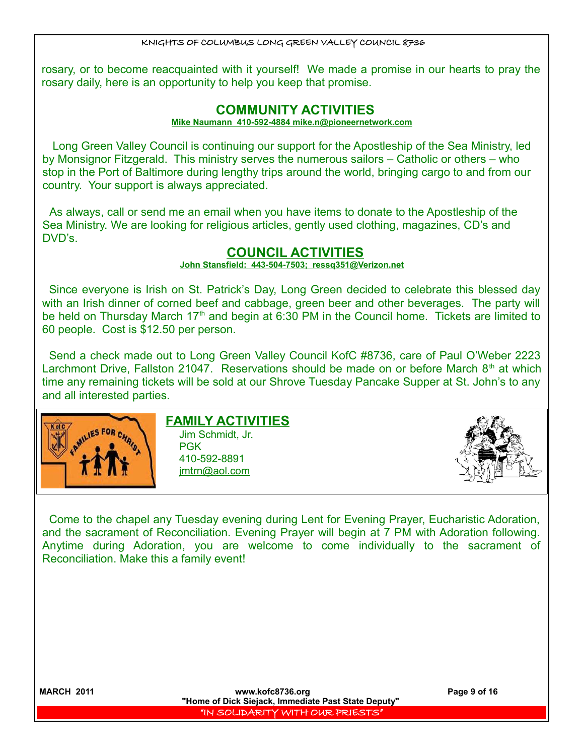rosary, or to become reacquainted with it yourself! We made a promise in our hearts to pray the rosary daily, here is an opportunity to help you keep that promise.

## COMMUNITY ACTIVITIES

**Mike Naumann 410-592-4884 mike.n@pioneernetwork.com**

Long Green Valley Council is continuing our support for the Apostleship of the Sea Ministry, led by Monsignor Fitzgerald. This ministry serves the numerous sailors – Catholic or others – who stop in the Port of Baltimore during lengthy trips around the world, bringing cargo to and from our country. Your support is always appreciated.

As always, call or send me an email when you have items to donate to the Apostleship of the Sea Ministry. We are looking for religious articles, gently used clothing, magazines, CD's and DVD's.

## COUNCIL ACTIVITIES

**John Stansfield: 443-504-7503; ressq351@Verizon.net**

Since everyone is Irish on St. Patrick's Day, Long Green decided to celebrate this blessed day with an Irish dinner of corned beef and cabbage, green beer and other beverages. The party will be held on Thursday March 17th and begin at 6:30 PM in the Council home. Tickets are limited to 60 people. Cost is $12.50 per person.

Send a check made out to Long Green Valley Council KofC #8736, care of Paul O'Weber 2223 Larchmont Drive, Fallston 21047. Reservations should be made on or before March 8th at which time any remaining tickets will be sold at our Shrove Tuesday Pancake Supper at St. John's to any and all interested parties.

## FAMILY ACTIVITIES

Jim Schmidt, Jr.
PGK
410-592-8891
jmtrn@aol.com

Come to the chapel any Tuesday evening during Lent for Evening Prayer, Eucharistic Adoration, and the sacrament of Reconciliation. Evening Prayer will begin at 7 PM with Adoration following. Anytime during Adoration, you are welcome to come individually to the sacrament of Reconciliation. Make this a family event!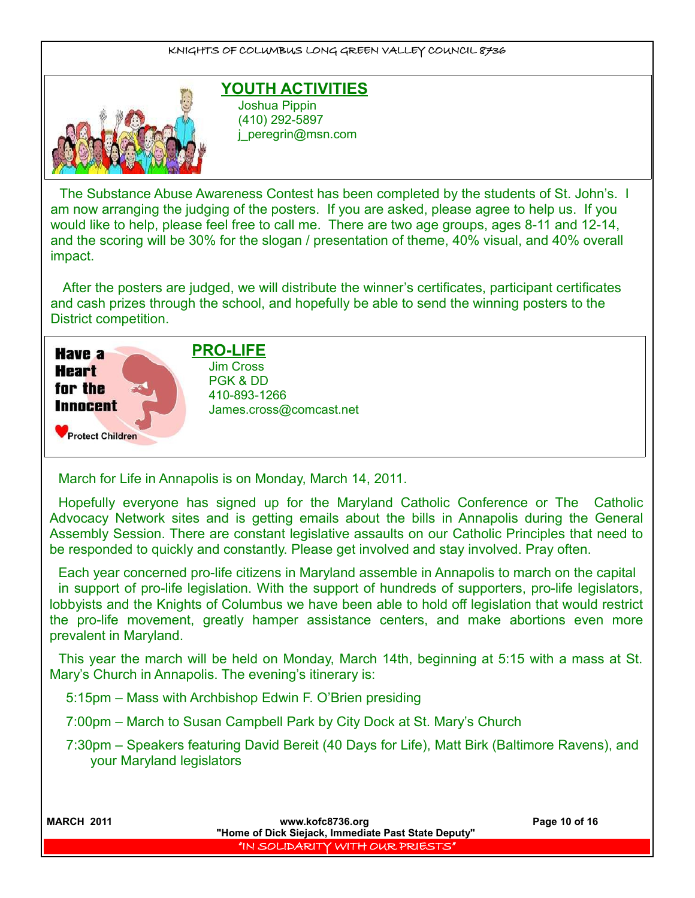## YOUTH ACTIVITIES

Joshua Pippin
(410) 292-5897
j_peregrin@msn.com

The Substance Abuse Awareness Contest has been completed by the students of St. John's. I am now arranging the judging of the posters. If you are asked, please agree to help us. If you would like to help, please feel free to call me. There are two age groups, ages 8-11 and 12-14, and the scoring will be 30% for the slogan / presentation of theme, 40% visual, and 40% overall impact.

After the posters are judged, we will distribute the winner's certificates, participant certificates and cash prizes through the school, and hopefully be able to send the winning posters to the District competition.

## PRO-LIFE

Jim Cross
PGK & DD
410-893-1266
James.cross@comcast.net

March for Life in Annapolis is on Monday, March 14, 2011.

Hopefully everyone has signed up for the Maryland Catholic Conference or The Catholic Advocacy Network sites and is getting emails about the bills in Annapolis during the General Assembly Session. There are constant legislative assaults on our Catholic Principles that need to be responded to quickly and constantly. Please get involved and stay involved. Pray often.

Each year concerned pro-life citizens in Maryland assemble in Annapolis to march on the capital in support of pro-life legislation. With the support of hundreds of supporters, pro-life legislators, lobbyists and the Knights of Columbus we have been able to hold off legislation that would restrict the pro-life movement, greatly hamper assistance centers, and make abortions even more prevalent in Maryland.

This year the march will be held on Monday, March 14th, beginning at 5:15 with a mass at St. Mary's Church in Annapolis. The evening's itinerary is:

- 5:15pm – Mass with Archbishop Edwin F. O'Brien presiding
- 7:00pm – March to Susan Campbell Park by City Dock at St. Mary's Church
- 7:30pm – Speakers featuring David Bereit (40 Days for Life), Matt Birk (Baltimore Ravens), and your Maryland legislators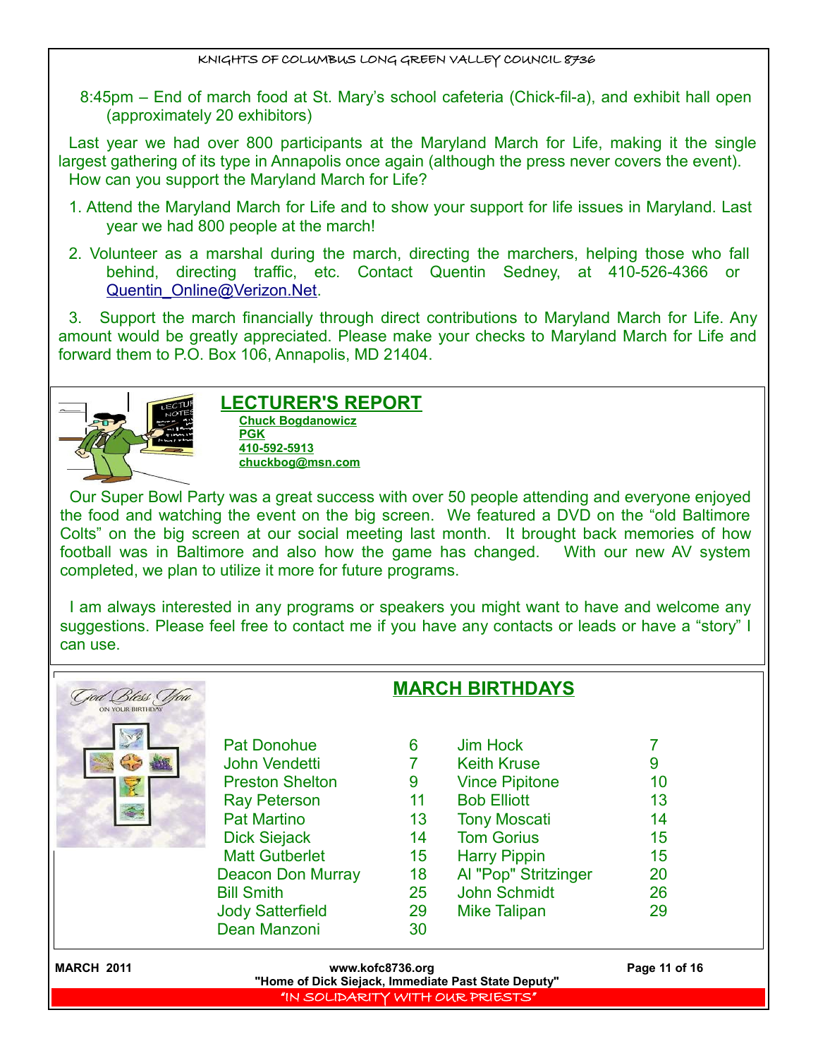8:45pm – End of march food at St. Mary's school cafeteria (Chick-fil-a), and exhibit hall open (approximately 20 exhibitors)

Last year we had over 800 participants at the Maryland March for Life, making it the single largest gathering of its type in Annapolis once again (although the press never covers the event). How can you support the Maryland March for Life?

1. Attend the Maryland March for Life and to show your support for life issues in Maryland. Last year we had 800 people at the march!
2. Volunteer as a marshal during the march, directing the marchers, helping those who fall behind, directing traffic, etc. Contact Quentin Sedney, at 410-526-4366 or Quentin_Online@Verizon.Net.
3. Support the march financially through direct contributions to Maryland March for Life. Any amount would be greatly appreciated. Please make your checks to Maryland March for Life and forward them to P.O. Box 106, Annapolis, MD 21404.

## LECTURER'S REPORT

**Chuck Bogdanowicz**
**PGK**
**410-592-5913**
**chuckbog@msn.com**

Our Super Bowl Party was a great success with over 50 people attending and everyone enjoyed the food and watching the event on the big screen. We featured a DVD on the "old Baltimore Colts" on the big screen at our social meeting last month. It brought back memories of how football was in Baltimore and also how the game has changed. With our new AV system completed, we plan to utilize it more for future programs.

I am always interested in any programs or speakers you might want to have and welcome any suggestions. Please feel free to contact me if you have any contacts or leads or have a "story" I can use.

## MARCH BIRTHDAYS

| Name | Day | Name | Day |
|---|---|---|---|
| Pat Donohue | 6 | Jim Hock | 7 |
| John Vendetti | 7 | Keith Kruse | 9 |
| Preston Shelton | 9 | Vince Pipitone | 10 |
| Ray Peterson | 11 | Bob Elliott | 13 |
| Pat Martino | 13 | Tony Moscati | 14 |
| Dick Siejack | 14 | Tom Gorius | 15 |
| Matt Gutberlet | 15 | Harry Pippin | 15 |
| Deacon Don Murray | 18 | Al "Pop" Stritzinger | 20 |
| Bill Smith | 25 | John Schmidt | 26 |
| Jody Satterfield | 29 | Mike Talipan | 29 |
| Dean Manzoni | 30 | | |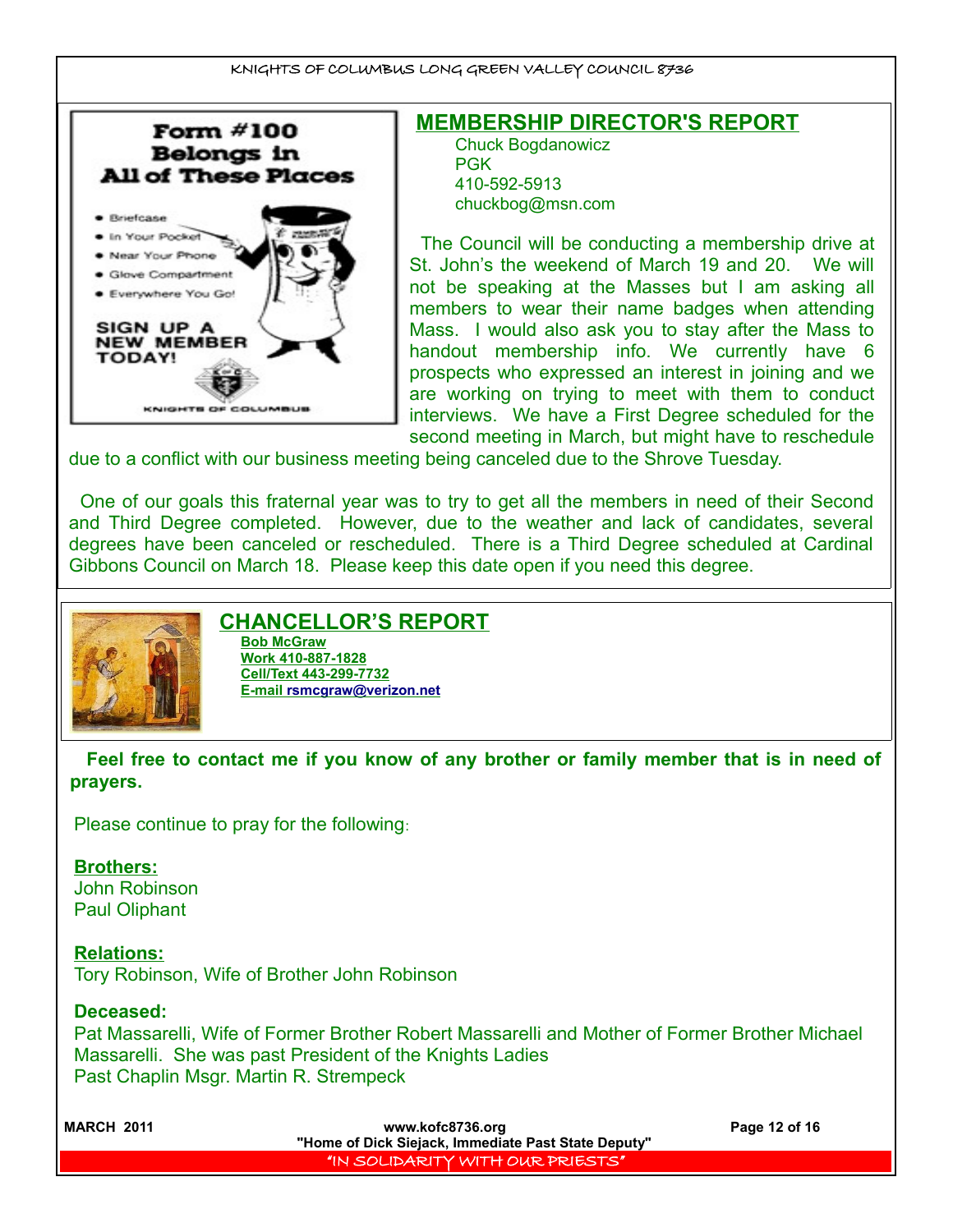## MEMBERSHIP DIRECTOR'S REPORT

Chuck Bogdanowicz
PGK
410-592-5913
chuckbog@msn.com

The Council will be conducting a membership drive at St. John's the weekend of March 19 and 20. We will not be speaking at the Masses but I am asking all members to wear their name badges when attending Mass. I would also ask you to stay after the Mass to handout membership info. We currently have 6 prospects who expressed an interest in joining and we are working on trying to meet with them to conduct interviews. We have a First Degree scheduled for the second meeting in March, but might have to reschedule due to a conflict with our business meeting being canceled due to the Shrove Tuesday.

One of our goals this fraternal year was to try to get all the members in need of their Second and Third Degree completed. However, due to the weather and lack of candidates, several degrees have been canceled or rescheduled. There is a Third Degree scheduled at Cardinal Gibbons Council on March 18. Please keep this date open if you need this degree.

## CHANCELLOR'S REPORT

**Bob McGraw**
**Work 410-887-1828**
**Cell/Text 443-299-7732**
**E-mail rsmcgraw@verizon.net**

**Feel free to contact me if you know of any brother or family member that is in need of prayers.**

Please continue to pray for the following:

**Brothers:**
John Robinson
Paul Oliphant

**Relations:**
Tory Robinson, Wife of Brother John Robinson

**Deceased:**
Pat Massarelli, Wife of Former Brother Robert Massarelli and Mother of Former Brother Michael Massarelli. She was past President of the Knights Ladies
Past Chaplin Msgr. Martin R. Strempeck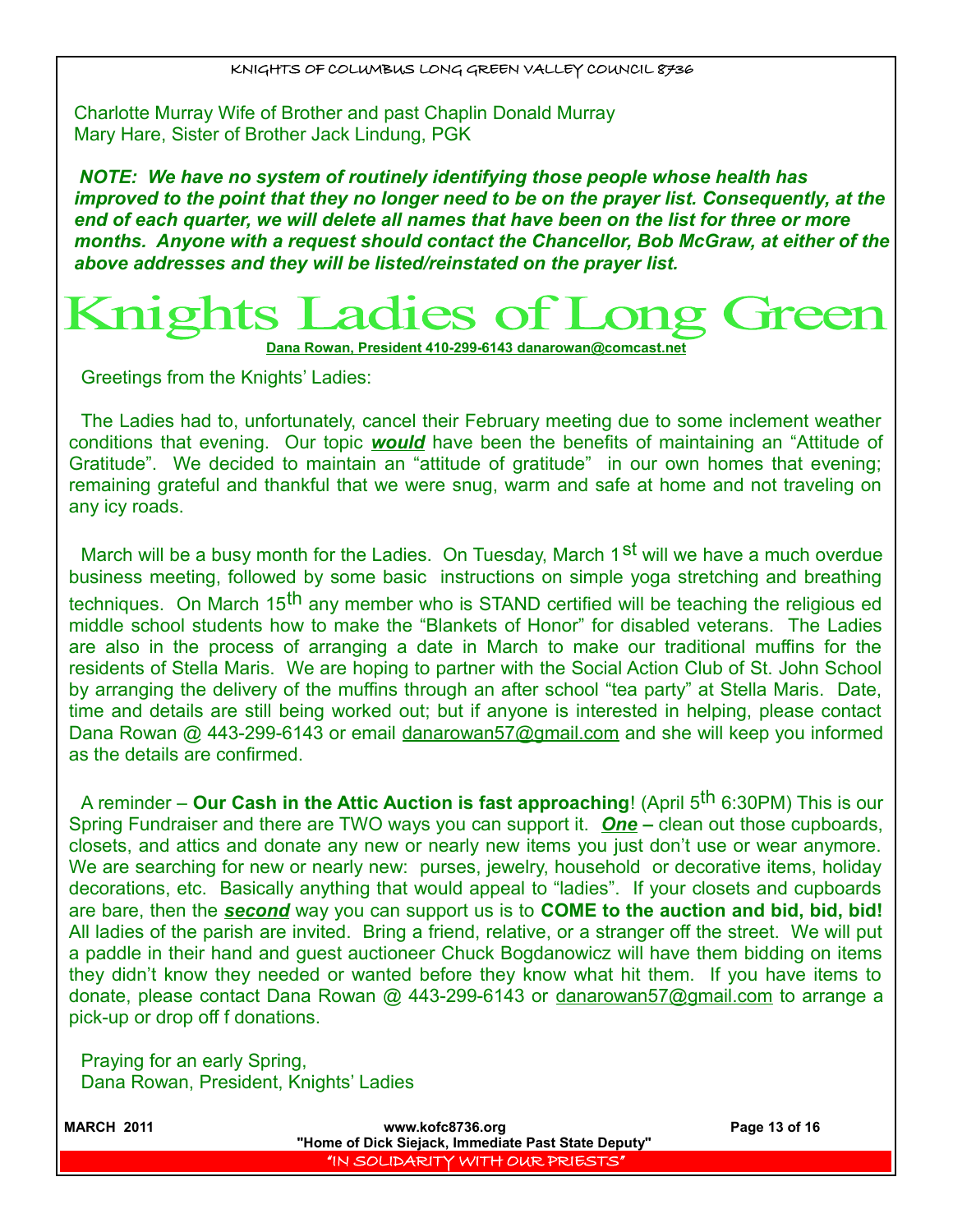Charlotte Murray Wife of Brother and past Chaplin Donald Murray
Mary Hare, Sister of Brother Jack Lindung, PGK

***NOTE: We have no system of routinely identifying those people whose health has improved to the point that they no longer need to be on the prayer list. Consequently, at the end of each quarter, we will delete all names that have been on the list for three or more months. Anyone with a request should contact the Chancellor, Bob McGraw, at either of the above addresses and they will be listed/reinstated on the prayer list.***

# Knights Ladies of Long Green

**Dana Rowan, President 410-299-6143 danarowan@comcast.net**

Greetings from the Knights' Ladies:

The Ladies had to, unfortunately, cancel their February meeting due to some inclement weather conditions that evening. Our topic ***would*** have been the benefits of maintaining an "Attitude of Gratitude". We decided to maintain an "attitude of gratitude" in our own homes that evening; remaining grateful and thankful that we were snug, warm and safe at home and not traveling on any icy roads.

March will be a busy month for the Ladies. On Tuesday, March 1st will we have a much overdue business meeting, followed by some basic instructions on simple yoga stretching and breathing techniques. On March 15th any member who is STAND certified will be teaching the religious ed middle school students how to make the "Blankets of Honor" for disabled veterans. The Ladies are also in the process of arranging a date in March to make our traditional muffins for the residents of Stella Maris. We are hoping to partner with the Social Action Club of St. John School by arranging the delivery of the muffins through an after school "tea party" at Stella Maris. Date, time and details are still being worked out; but if anyone is interested in helping, please contact Dana Rowan @ 443-299-6143 or email danarowan57@gmail.com and she will keep you informed as the details are confirmed.

A reminder – **Our Cash in the Attic Auction is fast approaching**! (April 5th 6:30PM) This is our Spring Fundraiser and there are TWO ways you can support it. ***One*** **–** clean out those cupboards, closets, and attics and donate any new or nearly new items you just don't use or wear anymore. We are searching for new or nearly new: purses, jewelry, household or decorative items, holiday decorations, etc. Basically anything that would appeal to "ladies". If your closets and cupboards are bare, then the ***second*** way you can support us is to **COME to the auction and bid, bid, bid!** All ladies of the parish are invited. Bring a friend, relative, or a stranger off the street. We will put a paddle in their hand and guest auctioneer Chuck Bogdanowicz will have them bidding on items they didn't know they needed or wanted before they know what hit them. If you have items to donate, please contact Dana Rowan @ 443-299-6143 or danarowan57@gmail.com to arrange a pick-up or drop off f donations.

Praying for an early Spring,
Dana Rowan, President, Knights' Ladies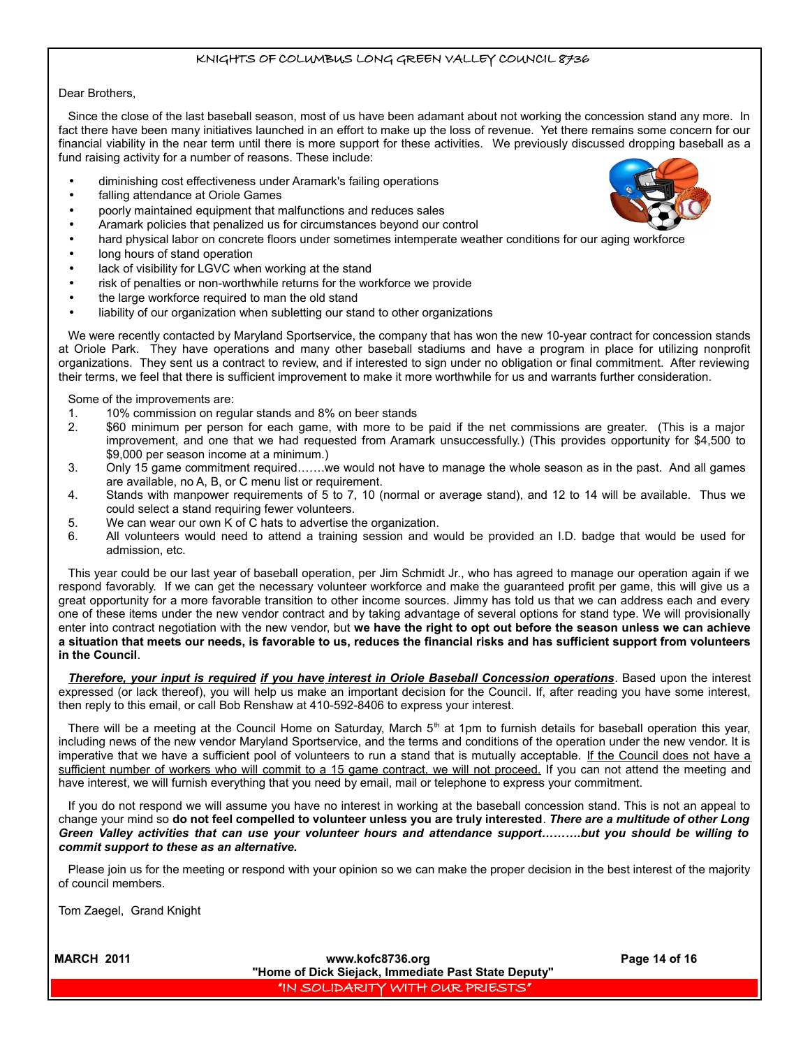Dear Brothers,

Since the close of the last baseball season, most of us have been adamant about not working the concession stand any more. In fact there have been many initiatives launched in an effort to make up the loss of revenue. Yet there remains some concern for our financial viability in the near term until there is more support for these activities. We previously discussed dropping baseball as a fund raising activity for a number of reasons. These include:

- diminishing cost effectiveness under Aramark's failing operations
- falling attendance at Oriole Games
- poorly maintained equipment that malfunctions and reduces sales
- Aramark policies that penalized us for circumstances beyond our control
- hard physical labor on concrete floors under sometimes intemperate weather conditions for our aging workforce
- long hours of stand operation
- lack of visibility for LGVC when working at the stand
- risk of penalties or non-worthwhile returns for the workforce we provide
- the large workforce required to man the old stand
- liability of our organization when subletting our stand to other organizations

We were recently contacted by Maryland Sportservice, the company that has won the new 10-year contract for concession stands at Oriole Park. They have operations and many other baseball stadiums and have a program in place for utilizing nonprofit organizations. They sent us a contract to review, and if interested to sign under no obligation or final commitment. After reviewing their terms, we feel that there is sufficient improvement to make it more worthwhile for us and warrants further consideration.

Some of the improvements are:

1. 10% commission on regular stands and 8% on beer stands
2. $60 minimum per person for each game, with more to be paid if the net commissions are greater. (This is a major improvement, and one that we had requested from Aramark unsuccessfully.) (This provides opportunity for $4,500 to $9,000 per season income at a minimum.)
3. Only 15 game commitment required…….we would not have to manage the whole season as in the past. And all games are available, no A, B, or C menu list or requirement.
4. Stands with manpower requirements of 5 to 7, 10 (normal or average stand), and 12 to 14 will be available. Thus we could select a stand requiring fewer volunteers.
5. We can wear our own K of C hats to advertise the organization.
6. All volunteers would need to attend a training session and would be provided an I.D. badge that would be used for admission, etc.

This year could be our last year of baseball operation, per Jim Schmidt Jr., who has agreed to manage our operation again if we respond favorably. If we can get the necessary volunteer workforce and make the guaranteed profit per game, this will give us a great opportunity for a more favorable transition to other income sources. Jimmy has told us that we can address each and every one of these items under the new vendor contract and by taking advantage of several options for stand type. We will provisionally enter into contract negotiation with the new vendor, but **we have the right to opt out before the season unless we can achieve a situation that meets our needs, is favorable to us, reduces the financial risks and has sufficient support from volunteers in the Council**.

***Therefore, your input is required if you have interest in Oriole Baseball Concession operations***. Based upon the interest expressed (or lack thereof), you will help us make an important decision for the Council. If, after reading you have some interest, then reply to this email, or call Bob Renshaw at 410-592-8406 to express your interest.

There will be a meeting at the Council Home on Saturday, March 5th at 1pm to furnish details for baseball operation this year, including news of the new vendor Maryland Sportservice, and the terms and conditions of the operation under the new vendor. It is imperative that we have a sufficient pool of volunteers to run a stand that is mutually acceptable. If the Council does not have a sufficient number of workers who will commit to a 15 game contract, we will not proceed. If you can not attend the meeting and have interest, we will furnish everything that you need by email, mail or telephone to express your commitment.

If you do not respond we will assume you have no interest in working at the baseball concession stand. This is not an appeal to change your mind so **do not feel compelled to volunteer unless you are truly interested**. ***There are a multitude of other Long Green Valley activities that can use your volunteer hours and attendance support……….but you should be willing to commit support to these as an alternative.***

Please join us for the meeting or respond with your opinion so we can make the proper decision in the best interest of the majority of council members.

Tom Zaegel, Grand Knight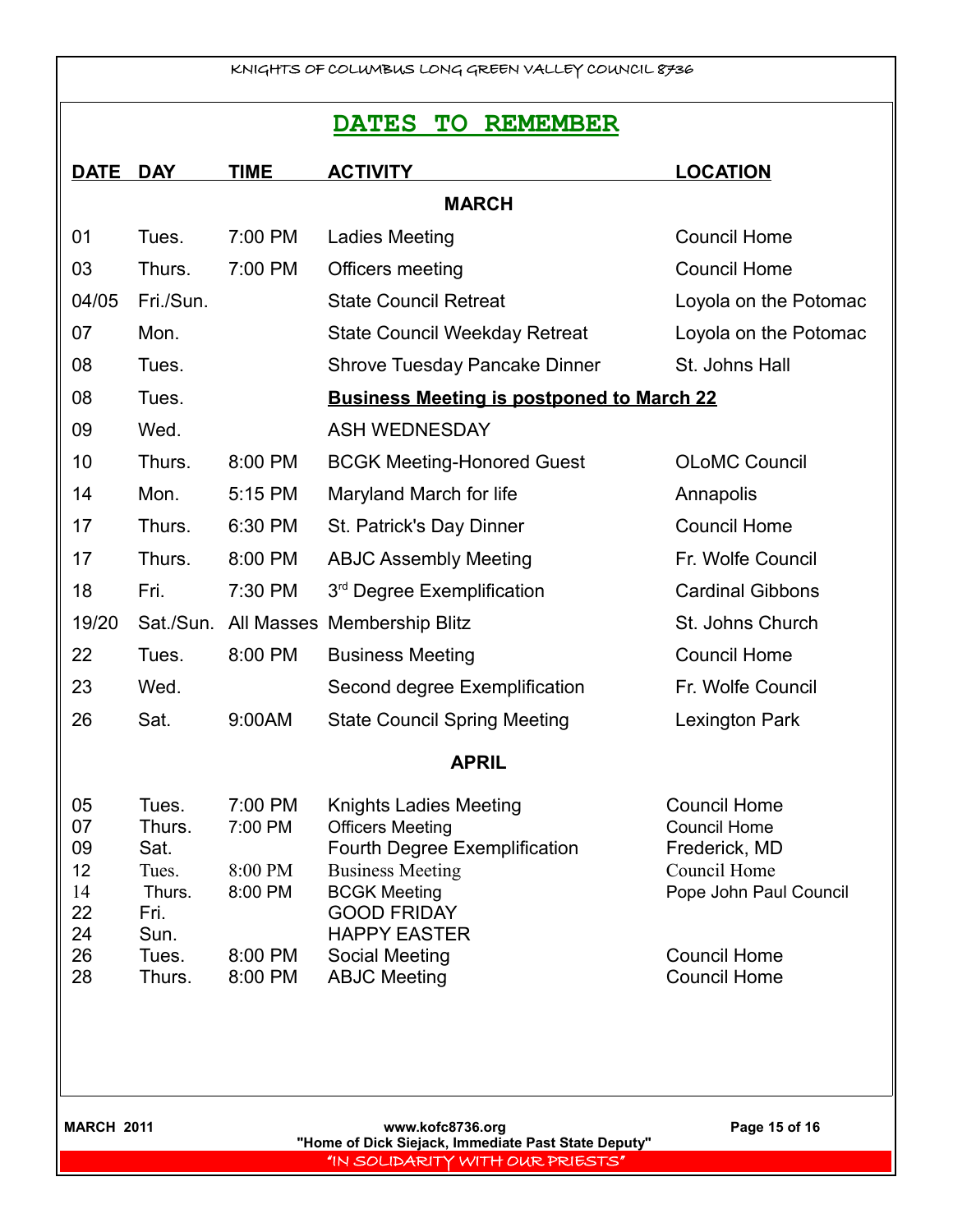# DATES TO REMEMBER

| DATE | DAY | TIME | ACTIVITY | LOCATION |
|---|---|---|---|---|
| | | | **MARCH** | |
| 01 | Tues. | 7:00 PM | Ladies Meeting | Council Home |
| 03 | Thurs. | 7:00 PM | Officers meeting | Council Home |
| 04/05 | Fri./Sun. | | State Council Retreat | Loyola on the Potomac |
| 07 | Mon. | | State Council Weekday Retreat | Loyola on the Potomac |
| 08 | Tues. | | Shrove Tuesday Pancake Dinner | St. Johns Hall |
| 08 | Tues. | | **Business Meeting is postponed to March 22** | |
| 09 | Wed. | | ASH WEDNESDAY | |
| 10 | Thurs. | 8:00 PM | BCGK Meeting-Honored Guest | OLoMC Council |
| 14 | Mon. | 5:15 PM | Maryland March for life | Annapolis |
| 17 | Thurs. | 6:30 PM | St. Patrick's Day Dinner | Council Home |
| 17 | Thurs. | 8:00 PM | ABJC Assembly Meeting | Fr. Wolfe Council |
| 18 | Fri. | 7:30 PM | 3rd Degree Exemplification | Cardinal Gibbons |
| 19/20 | Sat./Sun. | All Masses | Membership Blitz | St. Johns Church |
| 22 | Tues. | 8:00 PM | Business Meeting | Council Home |
| 23 | Wed. | | Second degree Exemplification | Fr. Wolfe Council |
| 26 | Sat. | 9:00AM | State Council Spring Meeting | Lexington Park |
| | | | **APRIL** | |
| 05 | Tues. | 7:00 PM | Knights Ladies Meeting | Council Home |
| 07 | Thurs. | 7:00 PM | Officers Meeting | Council Home |
| 09 | Sat. | | Fourth Degree Exemplification | Frederick, MD |
| 12 | Tues. | 8:00 PM | Business Meeting | Council Home |
| 14 | Thurs. | 8:00 PM | BCGK Meeting | Pope John Paul Council |
| 22 | Fri. | | GOOD FRIDAY | |
| 24 | Sun. | | HAPPY EASTER | |
| 26 | Tues. | 8:00 PM | Social Meeting | Council Home |
| 28 | Thurs. | 8:00 PM | ABJC Meeting | Council Home |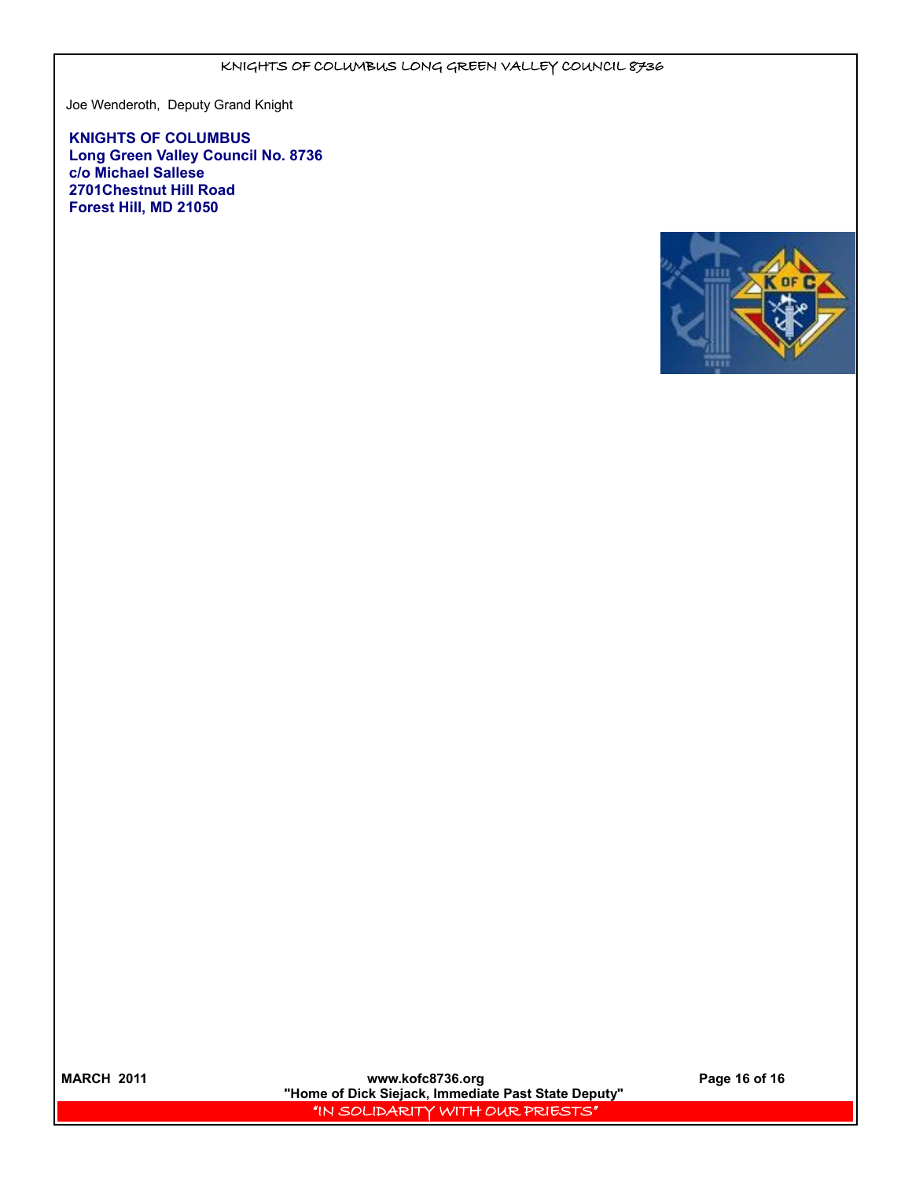Joe Wenderoth, Deputy Grand Knight

**KNIGHTS OF COLUMBUS**
**Long Green Valley Council No. 8736**
**c/o Michael Sallese**
**2701Chestnut Hill Road**
**Forest Hill, MD 21050**